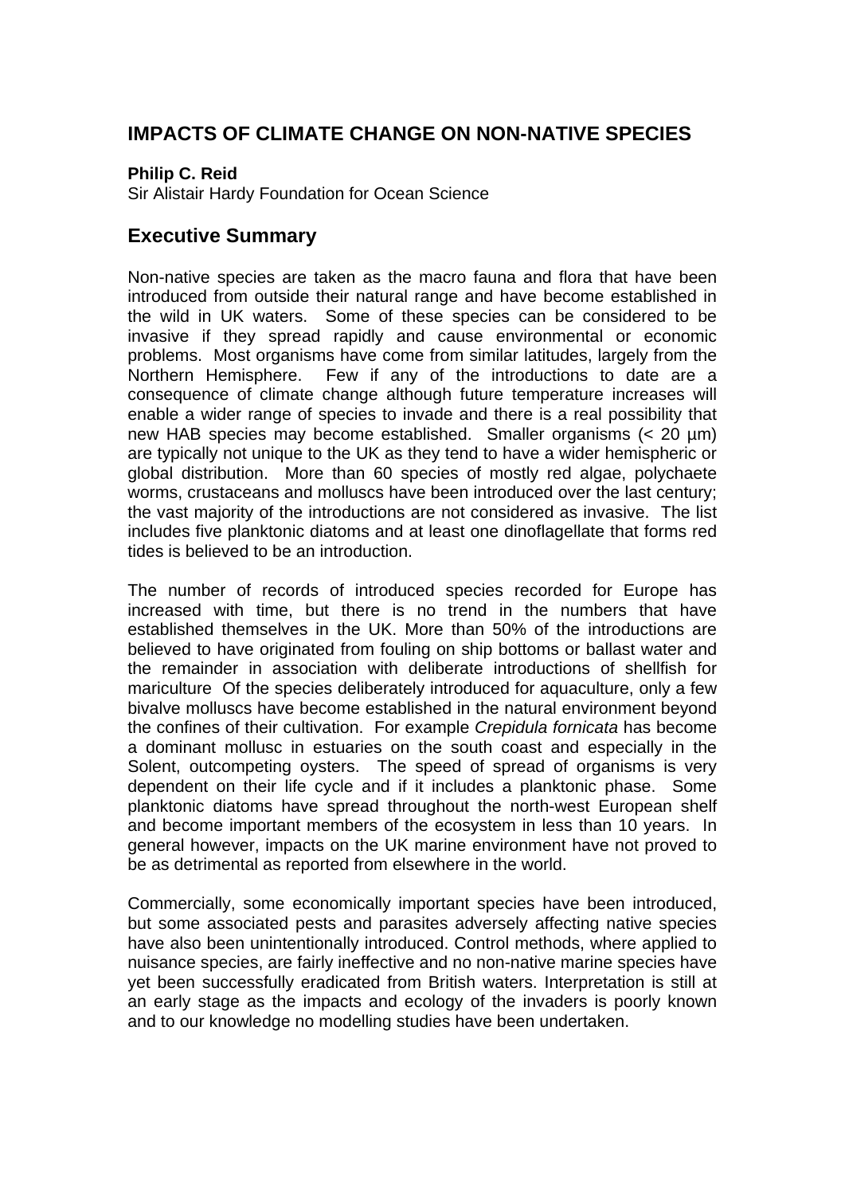## IMPACTS OF CLIMATE CHANGE ON NON-NATIVE SPECIES

**Philip C. Reid**
Sir Alistair Hardy Foundation for Ocean Science

## Executive Summary

Non-native species are taken as the macro fauna and flora that have been introduced from outside their natural range and have become established in the wild in UK waters. Some of these species can be considered to be invasive if they spread rapidly and cause environmental or economic problems. Most organisms have come from similar latitudes, largely from the Northern Hemisphere. Few if any of the introductions to date are a consequence of climate change although future temperature increases will enable a wider range of species to invade and there is a real possibility that new HAB species may become established. Smaller organisms (< 20 µm) are typically not unique to the UK as they tend to have a wider hemispheric or global distribution. More than 60 species of mostly red algae, polychaete worms, crustaceans and molluscs have been introduced over the last century; the vast majority of the introductions are not considered as invasive. The list includes five planktonic diatoms and at least one dinoflagellate that forms red tides is believed to be an introduction.

The number of records of introduced species recorded for Europe has increased with time, but there is no trend in the numbers that have established themselves in the UK. More than 50% of the introductions are believed to have originated from fouling on ship bottoms or ballast water and the remainder in association with deliberate introductions of shellfish for mariculture Of the species deliberately introduced for aquaculture, only a few bivalve molluscs have become established in the natural environment beyond the confines of their cultivation. For example *Crepidula fornicata* has become a dominant mollusc in estuaries on the south coast and especially in the Solent, outcompeting oysters. The speed of spread of organisms is very dependent on their life cycle and if it includes a planktonic phase. Some planktonic diatoms have spread throughout the north-west European shelf and become important members of the ecosystem in less than 10 years. In general however, impacts on the UK marine environment have not proved to be as detrimental as reported from elsewhere in the world.

Commercially, some economically important species have been introduced, but some associated pests and parasites adversely affecting native species have also been unintentionally introduced. Control methods, where applied to nuisance species, are fairly ineffective and no non-native marine species have yet been successfully eradicated from British waters. Interpretation is still at an early stage as the impacts and ecology of the invaders is poorly known and to our knowledge no modelling studies have been undertaken.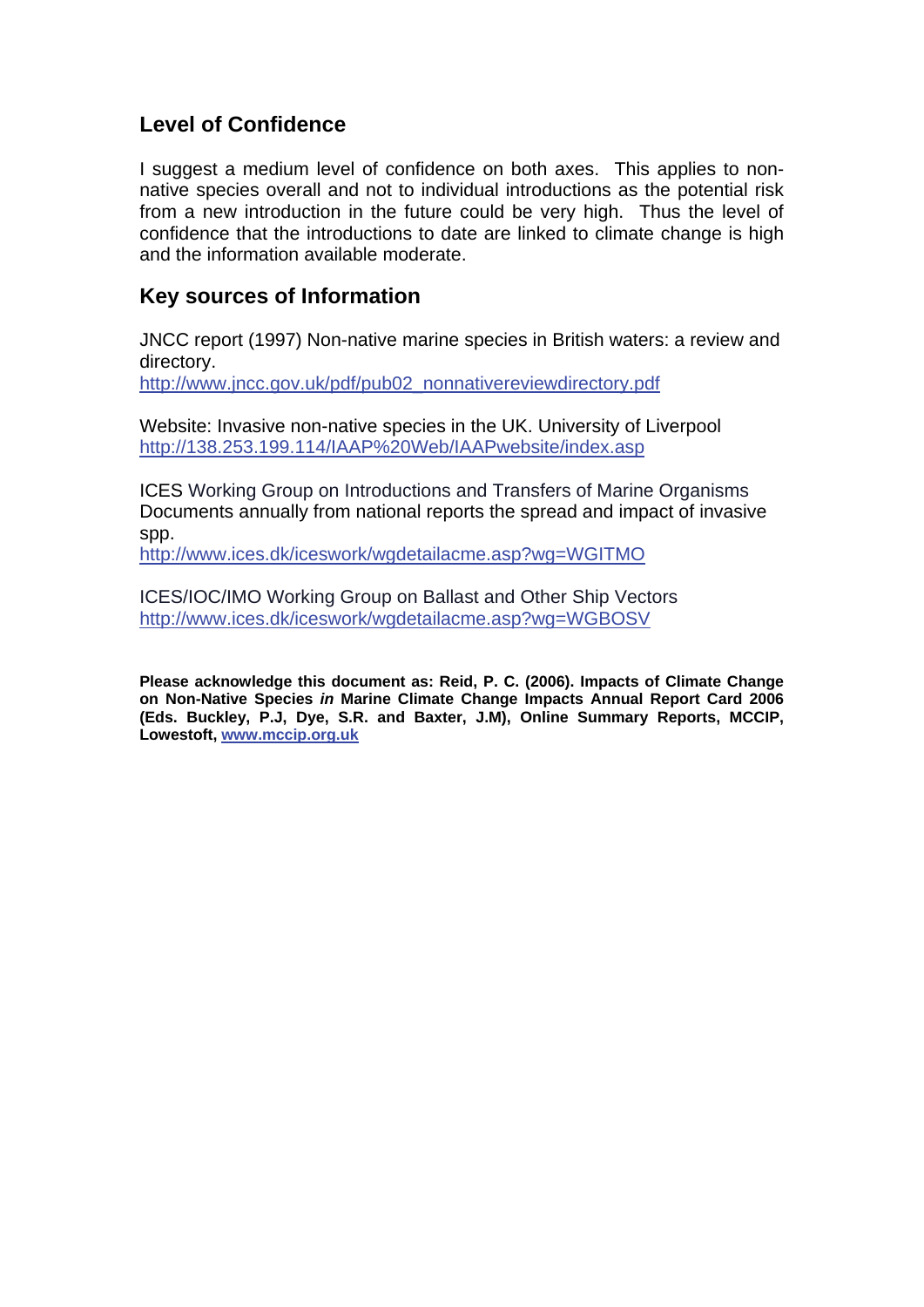## Level of Confidence

I suggest a medium level of confidence on both axes. This applies to non-native species overall and not to individual introductions as the potential risk from a new introduction in the future could be very high. Thus the level of confidence that the introductions to date are linked to climate change is high and the information available moderate.

## Key sources of Information

JNCC report (1997) Non-native marine species in British waters: a review and directory.
http://www.jncc.gov.uk/pdf/pub02_nonnativereviewdirectory.pdf

Website: Invasive non-native species in the UK. University of Liverpool
http://138.253.199.114/IAAP%20Web/IAAPwebsite/index.asp

ICES Working Group on Introductions and Transfers of Marine Organisms
Documents annually from national reports the spread and impact of invasive spp.
http://www.ices.dk/iceswork/wgdetailacme.asp?wg=WGITMO

ICES/IOC/IMO Working Group on Ballast and Other Ship Vectors
http://www.ices.dk/iceswork/wgdetailacme.asp?wg=WGBOSV

**Please acknowledge this document as: Reid, P. C. (2006). Impacts of Climate Change on Non-Native Species *in* Marine Climate Change Impacts Annual Report Card 2006 (Eds. Buckley, P.J, Dye, S.R. and Baxter, J.M), Online Summary Reports, MCCIP, Lowestoft, www.mccip.org.uk**